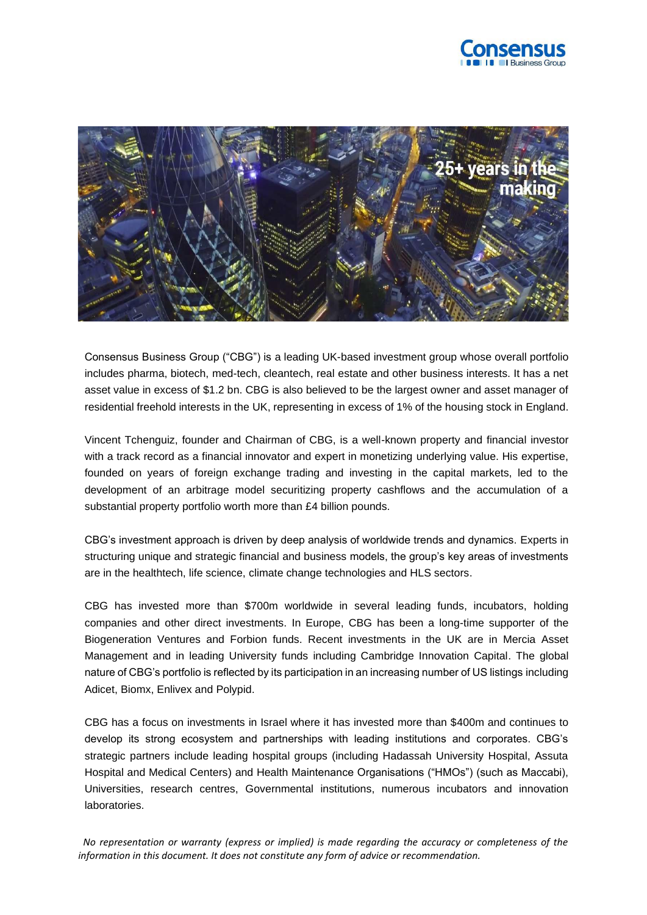Consensus Business Group ("CBG") is a leading UK-based investment group whose overall portfolio includes pharma, biotech, med-tech, cleantech, real estate and other business interests. It has a net asset value in excess of $1.2 bn. CBG is also believed to be the largest owner and asset manager of residential freehold interests in the UK, representing in excess of 1% of the housing stock in England.

Vincent Tchenguiz, founder and Chairman of CBG, is a well-known property and financial investor with a track record as a financial innovator and expert in monetizing underlying value. His expertise, founded on years of foreign exchange trading and investing in the capital markets, led to the development of an arbitrage model securitizing property cashflows and the accumulation of a substantial property portfolio worth more than £4 billion pounds.

CBG's investment approach is driven by deep analysis of worldwide trends and dynamics. Experts in structuring unique and strategic financial and business models, the group's key areas of investments are in the healthtech, life science, climate change technologies and HLS sectors.

CBG has invested more than $700m worldwide in several leading funds, incubators, holding companies and other direct investments. In Europe, CBG has been a long-time supporter of the Biogeneration Ventures and Forbion funds. Recent investments in the UK are in Mercia Asset Management and in leading University funds including Cambridge Innovation Capital. The global nature of CBG's portfolio is reflected by its participation in an increasing number of US listings including Adicet, Biomx, Enlivex and Polypid.

CBG has a focus on investments in Israel where it has invested more than $400m and continues to develop its strong ecosystem and partnerships with leading institutions and corporates. CBG's strategic partners include leading hospital groups (including Hadassah University Hospital, Assuta Hospital and Medical Centers) and Health Maintenance Organisations ("HMOs") (such as Maccabi), Universities, research centres, Governmental institutions, numerous incubators and innovation laboratories.

*No representation or warranty (express or implied) is made regarding the accuracy or completeness of the information in this document. It does not constitute any form of advice or recommendation.*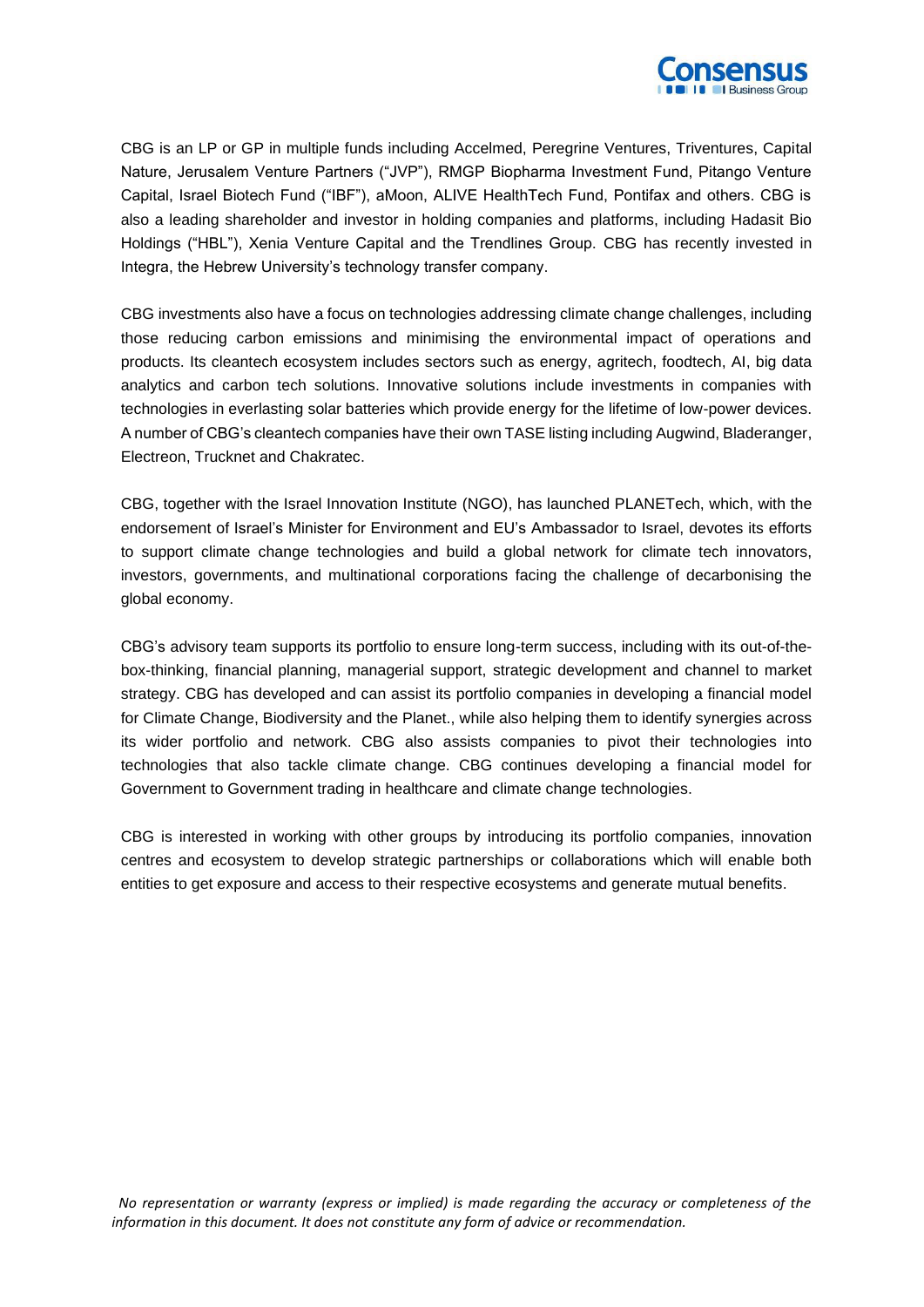CBG is an LP or GP in multiple funds including Accelmed, Peregrine Ventures, Triventures, Capital Nature, Jerusalem Venture Partners ("JVP"), RMGP Biopharma Investment Fund, Pitango Venture Capital, Israel Biotech Fund ("IBF"), aMoon, ALIVE HealthTech Fund, Pontifax and others. CBG is also a leading shareholder and investor in holding companies and platforms, including Hadasit Bio Holdings ("HBL"), Xenia Venture Capital and the Trendlines Group. CBG has recently invested in Integra, the Hebrew University's technology transfer company.

CBG investments also have a focus on technologies addressing climate change challenges, including those reducing carbon emissions and minimising the environmental impact of operations and products. Its cleantech ecosystem includes sectors such as energy, agritech, foodtech, AI, big data analytics and carbon tech solutions. Innovative solutions include investments in companies with technologies in everlasting solar batteries which provide energy for the lifetime of low-power devices. A number of CBG's cleantech companies have their own TASE listing including Augwind, Bladeranger, Electreon, Trucknet and Chakratec.

CBG, together with the Israel Innovation Institute (NGO), has launched PLANETech, which, with the endorsement of Israel's Minister for Environment and EU's Ambassador to Israel, devotes its efforts to support climate change technologies and build a global network for climate tech innovators, investors, governments, and multinational corporations facing the challenge of decarbonising the global economy.

CBG's advisory team supports its portfolio to ensure long-term success, including with its out-of-the-box-thinking, financial planning, managerial support, strategic development and channel to market strategy. CBG has developed and can assist its portfolio companies in developing a financial model for Climate Change, Biodiversity and the Planet., while also helping them to identify synergies across its wider portfolio and network. CBG also assists companies to pivot their technologies into technologies that also tackle climate change. CBG continues developing a financial model for Government to Government trading in healthcare and climate change technologies.

CBG is interested in working with other groups by introducing its portfolio companies, innovation centres and ecosystem to develop strategic partnerships or collaborations which will enable both entities to get exposure and access to their respective ecosystems and generate mutual benefits.

*No representation or warranty (express or implied) is made regarding the accuracy or completeness of the information in this document. It does not constitute any form of advice or recommendation.*